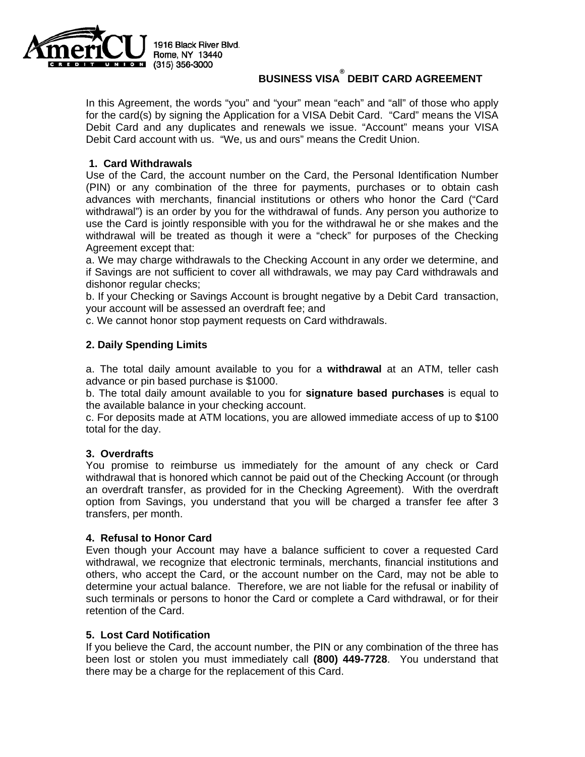AmeriCU CREDIT UNION

1916 Black River Blvd.
Rome, NY 13440
(315) 356-3000

# BUSINESS VISA® DEBIT CARD AGREEMENT

In this Agreement, the words "you" and "your" mean "each" and "all" of those who apply for the card(s) by signing the Application for a VISA Debit Card. "Card" means the VISA Debit Card and any duplicates and renewals we issue. "Account" means your VISA Debit Card account with us. "We, us and ours" means the Credit Union.

## 1. Card Withdrawals

Use of the Card, the account number on the Card, the Personal Identification Number (PIN) or any combination of the three for payments, purchases or to obtain cash advances with merchants, financial institutions or others who honor the Card ("Card withdrawal") is an order by you for the withdrawal of funds. Any person you authorize to use the Card is jointly responsible with you for the withdrawal he or she makes and the withdrawal will be treated as though it were a "check" for purposes of the Checking Agreement except that:

a. We may charge withdrawals to the Checking Account in any order we determine, and if Savings are not sufficient to cover all withdrawals, we may pay Card withdrawals and dishonor regular checks;

b. If your Checking or Savings Account is brought negative by a Debit Card transaction, your account will be assessed an overdraft fee; and

c. We cannot honor stop payment requests on Card withdrawals.

## 2. Daily Spending Limits

a. The total daily amount available to you for a **withdrawal** at an ATM, teller cash advance or pin based purchase is $1000.

b. The total daily amount available to you for **signature based purchases** is equal to the available balance in your checking account.

c. For deposits made at ATM locations, you are allowed immediate access of up to $100 total for the day.

## 3. Overdrafts

You promise to reimburse us immediately for the amount of any check or Card withdrawal that is honored which cannot be paid out of the Checking Account (or through an overdraft transfer, as provided for in the Checking Agreement). With the overdraft option from Savings, you understand that you will be charged a transfer fee after 3 transfers, per month.

## 4. Refusal to Honor Card

Even though your Account may have a balance sufficient to cover a requested Card withdrawal, we recognize that electronic terminals, merchants, financial institutions and others, who accept the Card, or the account number on the Card, may not be able to determine your actual balance. Therefore, we are not liable for the refusal or inability of such terminals or persons to honor the Card or complete a Card withdrawal, or for their retention of the Card.

## 5. Lost Card Notification

If you believe the Card, the account number, the PIN or any combination of the three has been lost or stolen you must immediately call **(800) 449-7728**. You understand that there may be a charge for the replacement of this Card.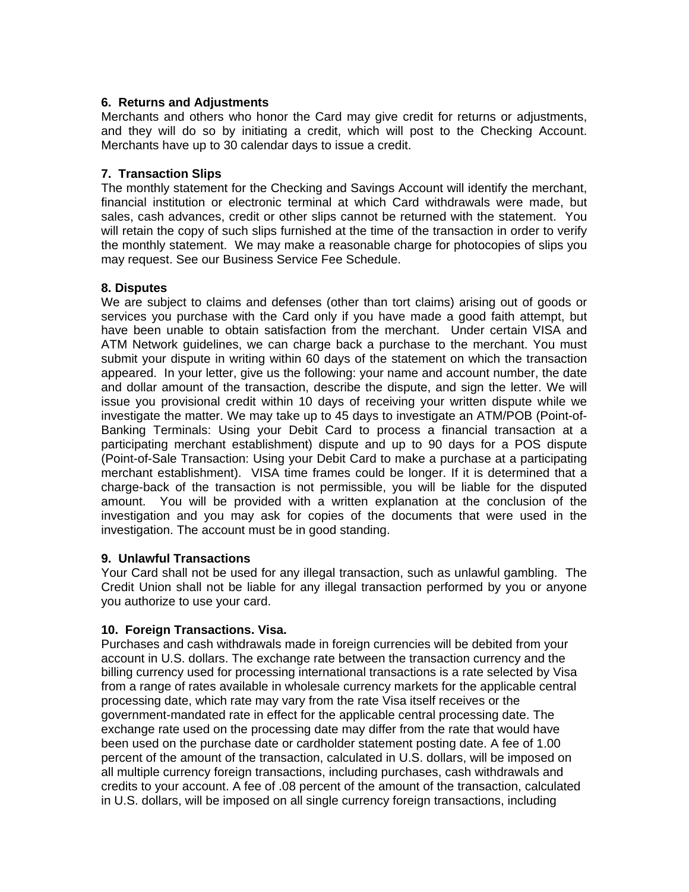**6. Returns and Adjustments**

Merchants and others who honor the Card may give credit for returns or adjustments, and they will do so by initiating a credit, which will post to the Checking Account. Merchants have up to 30 calendar days to issue a credit.

**7. Transaction Slips**

The monthly statement for the Checking and Savings Account will identify the merchant, financial institution or electronic terminal at which Card withdrawals were made, but sales, cash advances, credit or other slips cannot be returned with the statement. You will retain the copy of such slips furnished at the time of the transaction in order to verify the monthly statement. We may make a reasonable charge for photocopies of slips you may request. See our Business Service Fee Schedule.

**8. Disputes**

We are subject to claims and defenses (other than tort claims) arising out of goods or services you purchase with the Card only if you have made a good faith attempt, but have been unable to obtain satisfaction from the merchant. Under certain VISA and ATM Network guidelines, we can charge back a purchase to the merchant. You must submit your dispute in writing within 60 days of the statement on which the transaction appeared. In your letter, give us the following: your name and account number, the date and dollar amount of the transaction, describe the dispute, and sign the letter. We will issue you provisional credit within 10 days of receiving your written dispute while we investigate the matter. We may take up to 45 days to investigate an ATM/POB (Point-of-Banking Terminals: Using your Debit Card to process a financial transaction at a participating merchant establishment) dispute and up to 90 days for a POS dispute (Point-of-Sale Transaction: Using your Debit Card to make a purchase at a participating merchant establishment). VISA time frames could be longer. If it is determined that a charge-back of the transaction is not permissible, you will be liable for the disputed amount. You will be provided with a written explanation at the conclusion of the investigation and you may ask for copies of the documents that were used in the investigation. The account must be in good standing.

**9. Unlawful Transactions**

Your Card shall not be used for any illegal transaction, such as unlawful gambling. The Credit Union shall not be liable for any illegal transaction performed by you or anyone you authorize to use your card.

**10. Foreign Transactions. Visa.**

Purchases and cash withdrawals made in foreign currencies will be debited from your account in U.S. dollars. The exchange rate between the transaction currency and the billing currency used for processing international transactions is a rate selected by Visa from a range of rates available in wholesale currency markets for the applicable central processing date, which rate may vary from the rate Visa itself receives or the government-mandated rate in effect for the applicable central processing date. The exchange rate used on the processing date may differ from the rate that would have been used on the purchase date or cardholder statement posting date. A fee of 1.00 percent of the amount of the transaction, calculated in U.S. dollars, will be imposed on all multiple currency foreign transactions, including purchases, cash withdrawals and credits to your account. A fee of .08 percent of the amount of the transaction, calculated in U.S. dollars, will be imposed on all single currency foreign transactions, including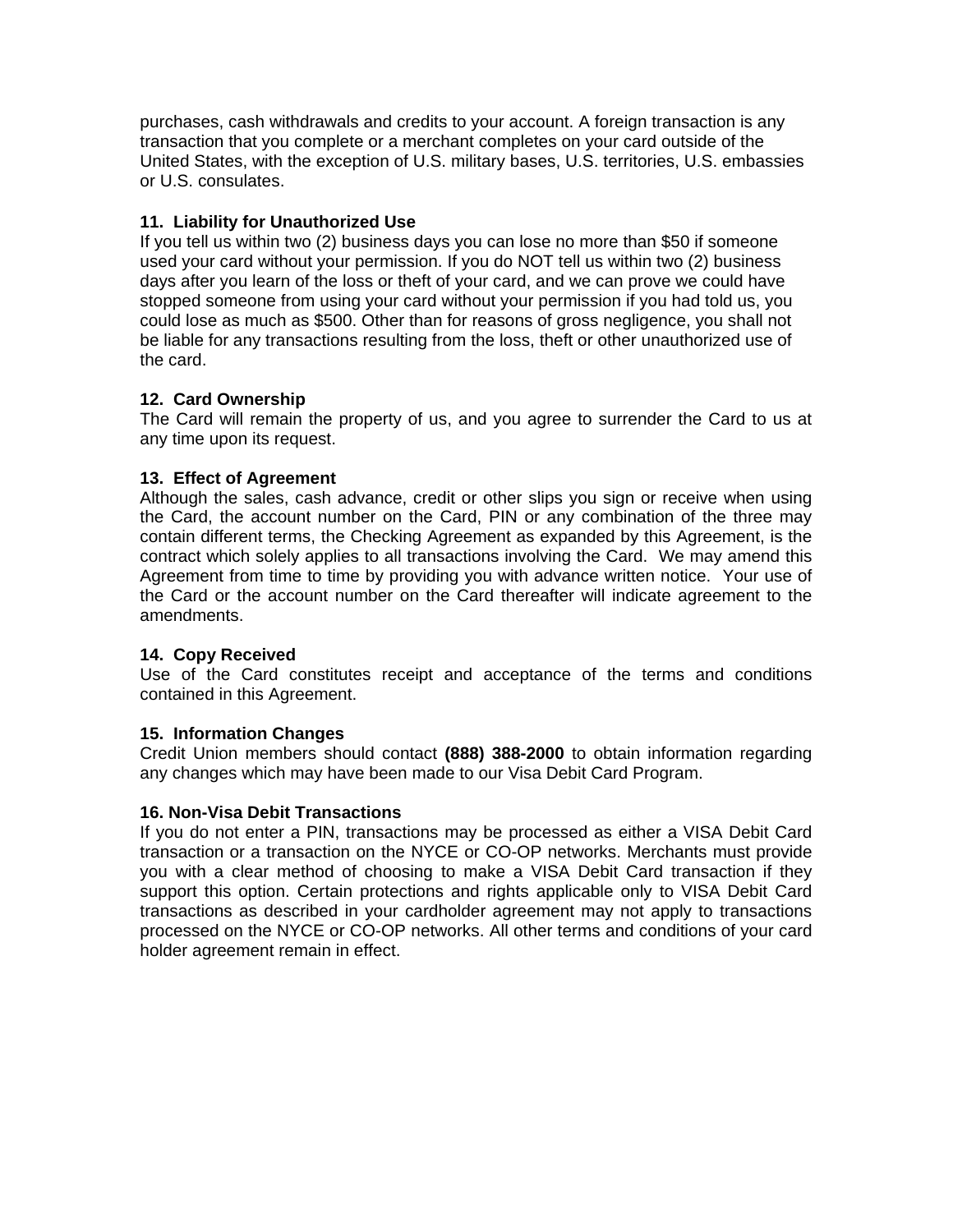purchases, cash withdrawals and credits to your account. A foreign transaction is any transaction that you complete or a merchant completes on your card outside of the United States, with the exception of U.S. military bases, U.S. territories, U.S. embassies or U.S. consulates.

**11. Liability for Unauthorized Use**

If you tell us within two (2) business days you can lose no more than $50 if someone used your card without your permission. If you do NOT tell us within two (2) business days after you learn of the loss or theft of your card, and we can prove we could have stopped someone from using your card without your permission if you had told us, you could lose as much as $500. Other than for reasons of gross negligence, you shall not be liable for any transactions resulting from the loss, theft or other unauthorized use of the card.

**12. Card Ownership**

The Card will remain the property of us, and you agree to surrender the Card to us at any time upon its request.

**13. Effect of Agreement**

Although the sales, cash advance, credit or other slips you sign or receive when using the Card, the account number on the Card, PIN or any combination of the three may contain different terms, the Checking Agreement as expanded by this Agreement, is the contract which solely applies to all transactions involving the Card. We may amend this Agreement from time to time by providing you with advance written notice. Your use of the Card or the account number on the Card thereafter will indicate agreement to the amendments.

**14. Copy Received**

Use of the Card constitutes receipt and acceptance of the terms and conditions contained in this Agreement.

**15. Information Changes**

Credit Union members should contact **(888) 388-2000** to obtain information regarding any changes which may have been made to our Visa Debit Card Program.

**16. Non-Visa Debit Transactions**

If you do not enter a PIN, transactions may be processed as either a VISA Debit Card transaction or a transaction on the NYCE or CO-OP networks. Merchants must provide you with a clear method of choosing to make a VISA Debit Card transaction if they support this option. Certain protections and rights applicable only to VISA Debit Card transactions as described in your cardholder agreement may not apply to transactions processed on the NYCE or CO-OP networks. All other terms and conditions of your card holder agreement remain in effect.